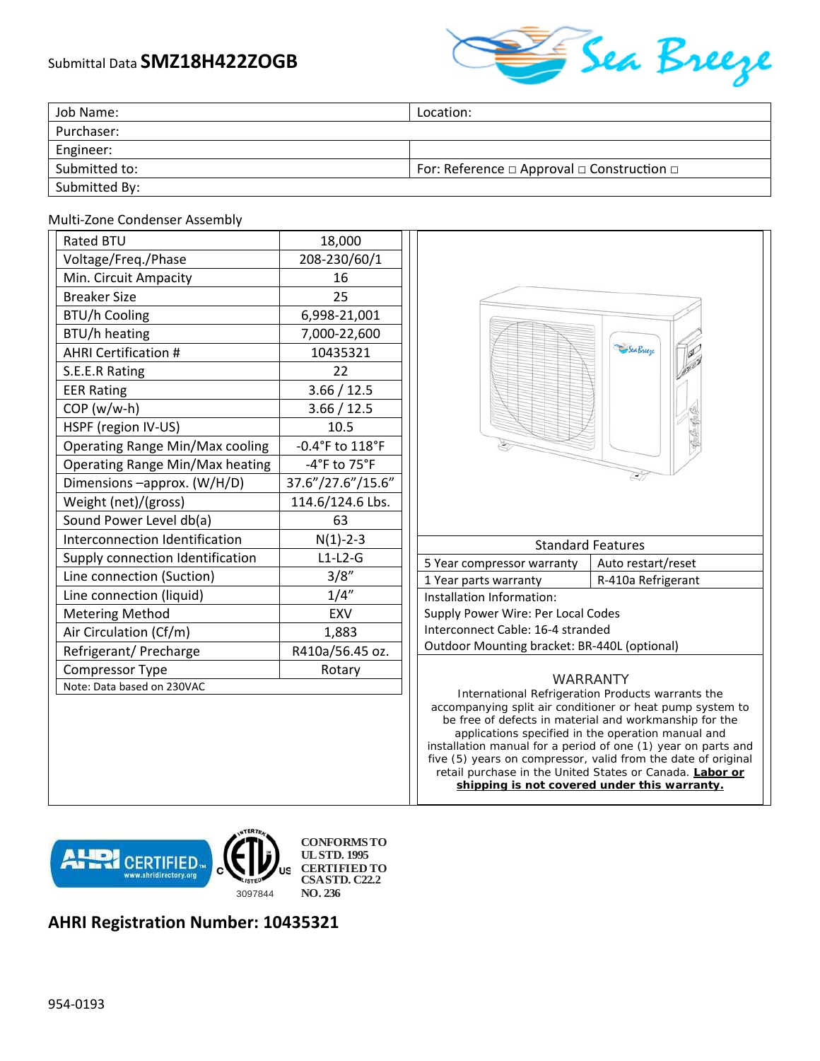Submittal Data **SMZ18H422ZOGB**

| Job Name: | Location: |
|---|---|
| Purchaser: | |
| Engineer: | |
| Submitted to: | For: Reference □ Approval □ Construction □ |
| Submitted By: | |

Multi-Zone Condenser Assembly

| Rated BTU | 18,000 |
|---|---|
| Voltage/Freq./Phase | 208-230/60/1 |
| Min. Circuit Ampacity | 16 |
| Breaker Size | 25 |
| BTU/h Cooling | 6,998-21,001 |
| BTU/h heating | 7,000-22,600 |
| AHRI Certification # | 10435321 |
| S.E.E.R Rating | 22 |
| EER Rating | 3.66 / 12.5 |
| COP (w/w-h) | 3.66 / 12.5 |
| HSPF (region IV-US) | 10.5 |
| Operating Range Min/Max cooling | -0.4°F to 118°F |
| Operating Range Min/Max heating | -4°F to 75°F |
| Dimensions –approx. (W/H/D) | 37.6”/27.6”/15.6” |
| Weight (net)/(gross) | 114.6/124.6 Lbs. |
| Sound Power Level db(a) | 63 |
| Interconnection Identification | N(1)-2-3 |
| Supply connection Identification | L1-L2-G |
| Line connection (Suction) | 3/8” |
| Line connection (liquid) | 1/4” |
| Metering Method | EXV |
| Air Circulation (Cf/m) | 1,883 |
| Refrigerant/ Precharge | R410a/56.45 oz. |
| Compressor Type | Rotary |
| Note: Data based on 230VAC | |

| Standard Features | |
|---|---|
| 5 Year compressor warranty | Auto restart/reset |
| 1 Year parts warranty | R-410a Refrigerant |

Installation Information:
Supply Power Wire: Per Local Codes
Interconnect Cable: 16-4 stranded
Outdoor Mounting bracket: BR-440L (optional)

### WARRANTY

International Refrigeration Products warrants the accompanying split air conditioner or heat pump system to be free of defects in material and workmanship for the applications specified in the operation manual and installation manual for a period of one (1) year on parts and five (5) years on compressor, valid from the date of original retail purchase in the United States or Canada. **Labor or shipping is not covered under this warranty.**

AHRI CERTIFIED www.ahridirectory.org

ETL LISTED 3097844

**CONFORMS TO UL STD. 1995 CERTIFIED TO CSA STD. C22.2 NO. 236**

## AHRI Registration Number: 10435321

954-0193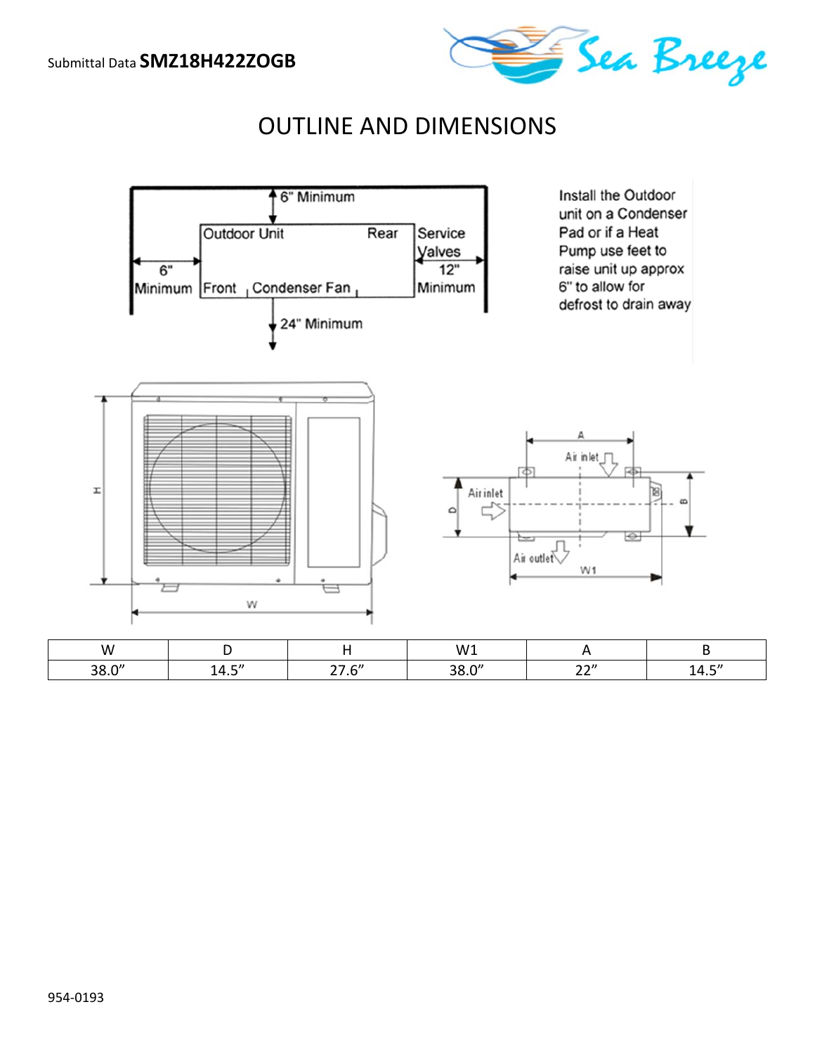Submittal Data **SMZ18H422ZOGB**

# OUTLINE AND DIMENSIONS

6" Minimum

Outdoor Unit

Rear

Service Valves

6" Minimum

12" Minimum

Front

Condenser Fan

24" Minimum

Install the Outdoor unit on a Condenser Pad or if a Heat Pump use feet to raise unit up approx 6" to allow for defrost to drain away

H

W

A

Air inlet

Air inlet

D

B

Air outlet

W1

| W | D | H | W1 | A | B |
|---|---|---|---|---|---|
| 38.0” | 14.5” | 27.6” | 38.0” | 22” | 14.5” |

954-0193